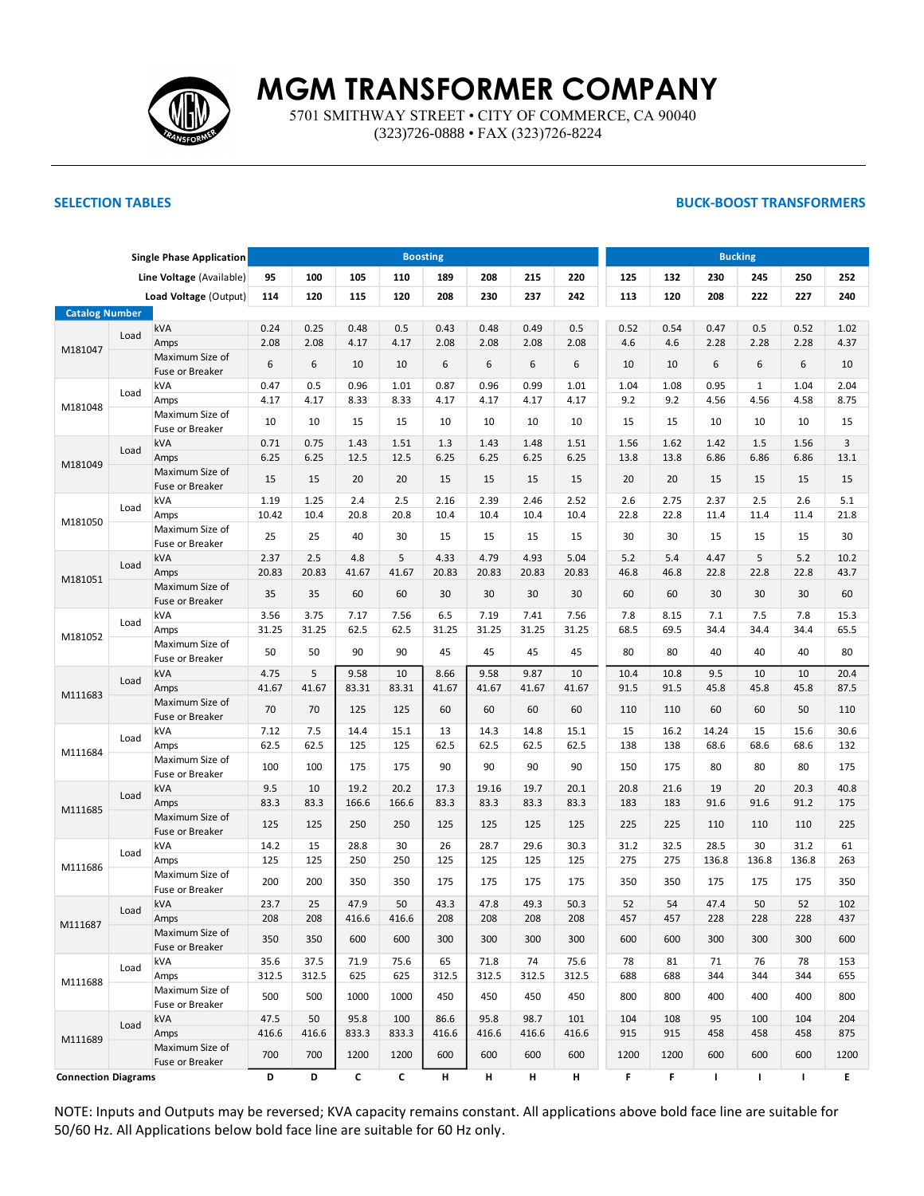# MGM TRANSFORMER COMPANY

5701 SMITHWAY STREET • CITY OF COMMERCE, CA 90040
(323)726-0888 • FAX (323)726-8224

**SELECTION TABLES** **BUCK-BOOST TRANSFORMERS**

| Catalog Number | | Single Phase Application | Boosting | | | | | | | | Bucking | | | | | |
|---|---|---|---|---|---|---|---|---|---|---|---|---|---|---|---|---|
| | | Line Voltage (Available) | 95 | 100 | 105 | 110 | 189 | 208 | 215 | 220 | 125 | 132 | 230 | 245 | 250 | 252 |
| | | Load Voltage (Output) | 114 | 120 | 115 | 120 | 208 | 230 | 237 | 242 | 113 | 120 | 208 | 222 | 227 | 240 |
| M181047 | Load | kVA | 0.24 | 0.25 | 0.48 | 0.5 | 0.43 | 0.48 | 0.49 | 0.5 | 0.52 | 0.54 | 0.47 | 0.5 | 0.52 | 1.02 |
| | | Amps | 2.08 | 2.08 | 4.17 | 4.17 | 2.08 | 2.08 | 2.08 | 2.08 | 4.6 | 4.6 | 2.28 | 2.28 | 2.28 | 4.37 |
| | | Maximum Size of Fuse or Breaker | 6 | 6 | 10 | 10 | 6 | 6 | 6 | 6 | 10 | 10 | 6 | 6 | 6 | 10 |
| M181048 | Load | kVA | 0.47 | 0.5 | 0.96 | 1.01 | 0.87 | 0.96 | 0.99 | 1.01 | 1.04 | 1.08 | 0.95 | 1 | 1.04 | 2.04 |
| | | Amps | 4.17 | 4.17 | 8.33 | 8.33 | 4.17 | 4.17 | 4.17 | 4.17 | 9.2 | 9.2 | 4.56 | 4.56 | 4.58 | 8.75 |
| | | Maximum Size of Fuse or Breaker | 10 | 10 | 15 | 15 | 10 | 10 | 10 | 10 | 15 | 15 | 10 | 10 | 10 | 15 |
| M181049 | Load | kVA | 0.71 | 0.75 | 1.43 | 1.51 | 1.3 | 1.43 | 1.48 | 1.51 | 1.56 | 1.62 | 1.42 | 1.5 | 1.56 | 3 |
| | | Amps | 6.25 | 6.25 | 12.5 | 12.5 | 6.25 | 6.25 | 6.25 | 6.25 | 13.8 | 13.8 | 6.86 | 6.86 | 6.86 | 13.1 |
| | | Maximum Size of Fuse or Breaker | 15 | 15 | 20 | 20 | 15 | 15 | 15 | 15 | 20 | 20 | 15 | 15 | 15 | 15 |
| M181050 | Load | kVA | 1.19 | 1.25 | 2.4 | 2.5 | 2.16 | 2.39 | 2.46 | 2.52 | 2.6 | 2.75 | 2.37 | 2.5 | 2.6 | 5.1 |
| | | Amps | 10.42 | 10.4 | 20.8 | 20.8 | 10.4 | 10.4 | 10.4 | 10.4 | 22.8 | 22.8 | 11.4 | 11.4 | 11.4 | 21.8 |
| | | Maximum Size of Fuse or Breaker | 25 | 25 | 40 | 30 | 15 | 15 | 15 | 15 | 30 | 30 | 15 | 15 | 15 | 30 |
| M181051 | Load | kVA | 2.37 | 2.5 | 4.8 | 5 | 4.33 | 4.79 | 4.93 | 5.04 | 5.2 | 5.4 | 4.47 | 5 | 5.2 | 10.2 |
| | | Amps | 20.83 | 20.83 | 41.67 | 41.67 | 20.83 | 20.83 | 20.83 | 20.83 | 46.8 | 46.8 | 22.8 | 22.8 | 22.8 | 43.7 |
| | | Maximum Size of Fuse or Breaker | 35 | 35 | 60 | 60 | 30 | 30 | 30 | 30 | 60 | 60 | 30 | 30 | 30 | 60 |
| M181052 | Load | kVA | 3.56 | 3.75 | 7.17 | 7.56 | 6.5 | 7.19 | 7.41 | 7.56 | 7.8 | 8.15 | 7.1 | 7.5 | 7.8 | 15.3 |
| | | Amps | 31.25 | 31.25 | 62.5 | 62.5 | 31.25 | 31.25 | 31.25 | 31.25 | 68.5 | 69.5 | 34.4 | 34.4 | 34.4 | 65.5 |
| | | Maximum Size of Fuse or Breaker | 50 | 50 | 90 | 90 | 45 | 45 | 45 | 45 | 80 | 80 | 40 | 40 | 40 | 80 |
| M111683 | Load | kVA | 4.75 | 5 | 9.58 | 10 | 8.66 | 9.58 | 9.87 | 10 | 10.4 | 10.8 | 9.5 | 10 | 10 | 20.4 |
| | | Amps | 41.67 | 41.67 | 83.31 | 83.31 | 41.67 | 41.67 | 41.67 | 41.67 | 91.5 | 91.5 | 45.8 | 45.8 | 45.8 | 87.5 |
| | | Maximum Size of Fuse or Breaker | 70 | 70 | 125 | 125 | 60 | 60 | 60 | 60 | 110 | 110 | 60 | 60 | 50 | 110 |
| M111684 | Load | kVA | 7.12 | 7.5 | 14.4 | 15.1 | 13 | 14.3 | 14.8 | 15.1 | 15 | 16.2 | 14.24 | 15 | 15.6 | 30.6 |
| | | Amps | 62.5 | 62.5 | 125 | 125 | 62.5 | 62.5 | 62.5 | 62.5 | 138 | 138 | 68.6 | 68.6 | 68.6 | 132 |
| | | Maximum Size of Fuse or Breaker | 100 | 100 | 175 | 175 | 90 | 90 | 90 | 90 | 150 | 175 | 80 | 80 | 80 | 175 |
| M111685 | Load | kVA | 9.5 | 10 | 19.2 | 20.2 | 17.3 | 19.16 | 19.7 | 20.1 | 20.8 | 21.6 | 19 | 20 | 20.3 | 40.8 |
| | | Amps | 83.3 | 83.3 | 166.6 | 166.6 | 83.3 | 83.3 | 83.3 | 83.3 | 183 | 183 | 91.6 | 91.6 | 91.2 | 175 |
| | | Maximum Size of Fuse or Breaker | 125 | 125 | 250 | 250 | 125 | 125 | 125 | 125 | 225 | 225 | 110 | 110 | 110 | 225 |
| M111686 | Load | kVA | 14.2 | 15 | 28.8 | 30 | 26 | 28.7 | 29.6 | 30.3 | 31.2 | 32.5 | 28.5 | 30 | 31.2 | 61 |
| | | Amps | 125 | 125 | 250 | 250 | 125 | 125 | 125 | 125 | 275 | 275 | 136.8 | 136.8 | 136.8 | 263 |
| | | Maximum Size of Fuse or Breaker | 200 | 200 | 350 | 350 | 175 | 175 | 175 | 175 | 350 | 350 | 175 | 175 | 175 | 350 |
| M111687 | Load | kVA | 23.7 | 25 | 47.9 | 50 | 43.3 | 47.8 | 49.3 | 50.3 | 52 | 54 | 47.4 | 50 | 52 | 102 |
| | | Amps | 208 | 208 | 416.6 | 416.6 | 208 | 208 | 208 | 208 | 457 | 457 | 228 | 228 | 228 | 437 |
| | | Maximum Size of Fuse or Breaker | 350 | 350 | 600 | 600 | 300 | 300 | 300 | 300 | 600 | 600 | 300 | 300 | 300 | 600 |
| M111688 | Load | kVA | 35.6 | 37.5 | 71.9 | 75.6 | 65 | 71.8 | 74 | 75.6 | 78 | 81 | 71 | 76 | 78 | 153 |
| | | Amps | 312.5 | 312.5 | 625 | 625 | 312.5 | 312.5 | 312.5 | 312.5 | 688 | 688 | 344 | 344 | 344 | 655 |
| | | Maximum Size of Fuse or Breaker | 500 | 500 | 1000 | 1000 | 450 | 450 | 450 | 450 | 800 | 800 | 400 | 400 | 400 | 800 |
| M111689 | Load | kVA | 47.5 | 50 | 95.8 | 100 | 86.6 | 95.8 | 98.7 | 101 | 104 | 108 | 95 | 100 | 104 | 204 |
| | | Amps | 416.6 | 416.6 | 833.3 | 833.3 | 416.6 | 416.6 | 416.6 | 416.6 | 915 | 915 | 458 | 458 | 458 | 875 |
| | | Maximum Size of Fuse or Breaker | 700 | 700 | 1200 | 1200 | 600 | 600 | 600 | 600 | 1200 | 1200 | 600 | 600 | 600 | 1200 |
| **Connection Diagrams** | | | D | D | C | C | H | H | H | H | F | F | I | I | I | E |

NOTE: Inputs and Outputs may be reversed; KVA capacity remains constant. All applications above bold face line are suitable for 50/60 Hz. All Applications below bold face line are suitable for 60 Hz only.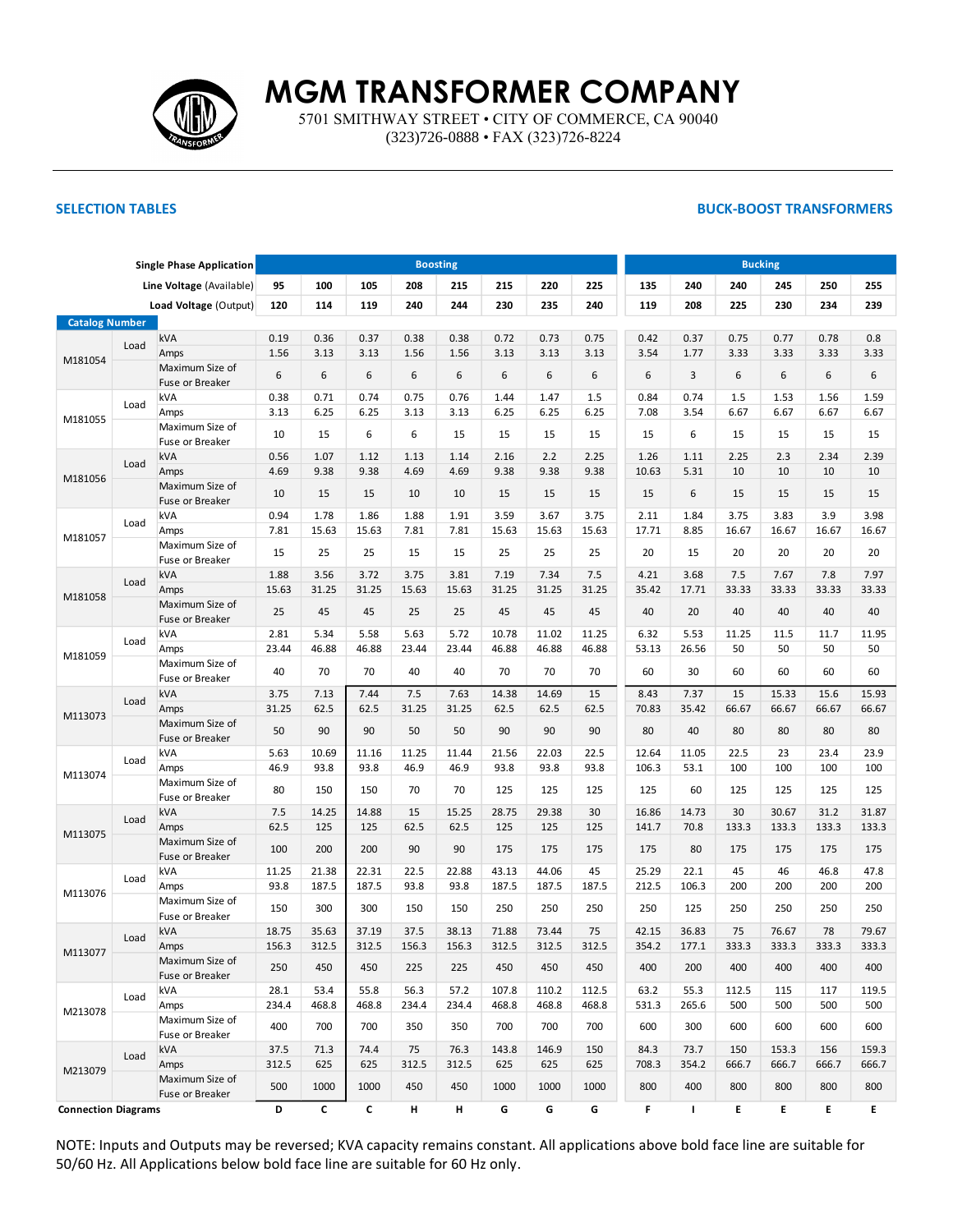# MGM TRANSFORMER COMPANY

5701 SMITHWAY STREET • CITY OF COMMERCE, CA 90040
(323)726-0888 • FAX (323)726-8224

**SELECTION TABLES** **BUCK-BOOST TRANSFORMERS**

| Single Phase Application | | | Boosting | | | | | | | | Bucking | | | | | |
|---|---|---|---|---|---|---|---|---|---|---|---|---|---|---|---|---|
| Line Voltage (Available) | | | 95 | 100 | 105 | 208 | 215 | 215 | 220 | 225 | 135 | 240 | 240 | 245 | 250 | 255 |
| Load Voltage (Output) | | | 120 | 114 | 119 | 240 | 244 | 230 | 235 | 240 | 119 | 208 | 225 | 230 | 234 | 239 |
| **Catalog Number** | | | | | | | | | | | | | | | | |
| M181054 | Load | kVA | 0.19 | 0.36 | 0.37 | 0.38 | 0.38 | 0.72 | 0.73 | 0.75 | 0.42 | 0.37 | 0.75 | 0.77 | 0.78 | 0.8 |
| | | Amps | 1.56 | 3.13 | 3.13 | 1.56 | 1.56 | 3.13 | 3.13 | 3.13 | 3.54 | 1.77 | 3.33 | 3.33 | 3.33 | 3.33 |
| | | Maximum Size of Fuse or Breaker | 6 | 6 | 6 | 6 | 6 | 6 | 6 | 6 | 6 | 3 | 6 | 6 | 6 | 6 |
| M181055 | Load | kVA | 0.38 | 0.71 | 0.74 | 0.75 | 0.76 | 1.44 | 1.47 | 1.5 | 0.84 | 0.74 | 1.5 | 1.53 | 1.56 | 1.59 |
| | | Amps | 3.13 | 6.25 | 6.25 | 3.13 | 3.13 | 6.25 | 6.25 | 6.25 | 7.08 | 3.54 | 6.67 | 6.67 | 6.67 | 6.67 |
| | | Maximum Size of Fuse or Breaker | 10 | 15 | 6 | 6 | 15 | 15 | 15 | 15 | 15 | 6 | 15 | 15 | 15 | 15 |
| M181056 | Load | kVA | 0.56 | 1.07 | 1.12 | 1.13 | 1.14 | 2.16 | 2.2 | 2.25 | 1.26 | 1.11 | 2.25 | 2.3 | 2.34 | 2.39 |
| | | Amps | 4.69 | 9.38 | 9.38 | 4.69 | 4.69 | 9.38 | 9.38 | 9.38 | 10.63 | 5.31 | 10 | 10 | 10 | 10 |
| | | Maximum Size of Fuse or Breaker | 10 | 15 | 15 | 10 | 10 | 15 | 15 | 15 | 15 | 6 | 15 | 15 | 15 | 15 |
| M181057 | Load | kVA | 0.94 | 1.78 | 1.86 | 1.88 | 1.91 | 3.59 | 3.67 | 3.75 | 2.11 | 1.84 | 3.75 | 3.83 | 3.9 | 3.98 |
| | | Amps | 7.81 | 15.63 | 15.63 | 7.81 | 7.81 | 15.63 | 15.63 | 15.63 | 17.71 | 8.85 | 16.67 | 16.67 | 16.67 | 16.67 |
| | | Maximum Size of Fuse or Breaker | 15 | 25 | 25 | 15 | 15 | 25 | 25 | 25 | 20 | 15 | 20 | 20 | 20 | 20 |
| M181058 | Load | kVA | 1.88 | 3.56 | 3.72 | 3.75 | 3.81 | 7.19 | 7.34 | 7.5 | 4.21 | 3.68 | 7.5 | 7.67 | 7.8 | 7.97 |
| | | Amps | 15.63 | 31.25 | 31.25 | 15.63 | 15.63 | 31.25 | 31.25 | 31.25 | 35.42 | 17.71 | 33.33 | 33.33 | 33.33 | 33.33 |
| | | Maximum Size of Fuse or Breaker | 25 | 45 | 45 | 25 | 25 | 45 | 45 | 45 | 40 | 20 | 40 | 40 | 40 | 40 |
| M181059 | Load | kVA | 2.81 | 5.34 | 5.58 | 5.63 | 5.72 | 10.78 | 11.02 | 11.25 | 6.32 | 5.53 | 11.25 | 11.5 | 11.7 | 11.95 |
| | | Amps | 23.44 | 46.88 | 46.88 | 23.44 | 23.44 | 46.88 | 46.88 | 46.88 | 53.13 | 26.56 | 50 | 50 | 50 | 50 |
| | | Maximum Size of Fuse or Breaker | 40 | 70 | 70 | 40 | 40 | 70 | 70 | 70 | 60 | 30 | 60 | 60 | 60 | 60 |
| M113073 | Load | kVA | 3.75 | 7.13 | 7.44 | 7.5 | 7.63 | 14.38 | 14.69 | 15 | 8.43 | 7.37 | 15 | 15.33 | 15.6 | 15.93 |
| | | Amps | 31.25 | 62.5 | 62.5 | 31.25 | 31.25 | 62.5 | 62.5 | 62.5 | 70.83 | 35.42 | 66.67 | 66.67 | 66.67 | 66.67 |
| | | Maximum Size of Fuse or Breaker | 50 | 90 | 90 | 50 | 50 | 90 | 90 | 90 | 80 | 40 | 80 | 80 | 80 | 80 |
| M113074 | Load | kVA | 5.63 | 10.69 | 11.16 | 11.25 | 11.44 | 21.56 | 22.03 | 22.5 | 12.64 | 11.05 | 22.5 | 23 | 23.4 | 23.9 |
| | | Amps | 46.9 | 93.8 | 93.8 | 46.9 | 46.9 | 93.8 | 93.8 | 93.8 | 106.3 | 53.1 | 100 | 100 | 100 | 100 |
| | | Maximum Size of Fuse or Breaker | 80 | 150 | 150 | 70 | 70 | 125 | 125 | 125 | 125 | 60 | 125 | 125 | 125 | 125 |
| M113075 | Load | kVA | 7.5 | 14.25 | 14.88 | 15 | 15.25 | 28.75 | 29.38 | 30 | 16.86 | 14.73 | 30 | 30.67 | 31.2 | 31.87 |
| | | Amps | 62.5 | 125 | 125 | 62.5 | 62.5 | 125 | 125 | 125 | 141.7 | 70.8 | 133.3 | 133.3 | 133.3 | 133.3 |
| | | Maximum Size of Fuse or Breaker | 100 | 200 | 200 | 90 | 90 | 175 | 175 | 175 | 175 | 80 | 175 | 175 | 175 | 175 |
| M113076 | Load | kVA | 11.25 | 21.38 | 22.31 | 22.5 | 22.88 | 43.13 | 44.06 | 45 | 25.29 | 22.1 | 45 | 46 | 46.8 | 47.8 |
| | | Amps | 93.8 | 187.5 | 187.5 | 93.8 | 93.8 | 187.5 | 187.5 | 187.5 | 212.5 | 106.3 | 200 | 200 | 200 | 200 |
| | | Maximum Size of Fuse or Breaker | 150 | 300 | 300 | 150 | 150 | 250 | 250 | 250 | 250 | 125 | 250 | 250 | 250 | 250 |
| M113077 | Load | kVA | 18.75 | 35.63 | 37.19 | 37.5 | 38.13 | 71.88 | 73.44 | 75 | 42.15 | 36.83 | 75 | 76.67 | 78 | 79.67 |
| | | Amps | 156.3 | 312.5 | 312.5 | 156.3 | 156.3 | 312.5 | 312.5 | 312.5 | 354.2 | 177.1 | 333.3 | 333.3 | 333.3 | 333.3 |
| | | Maximum Size of Fuse or Breaker | 250 | 450 | 450 | 225 | 225 | 450 | 450 | 450 | 400 | 200 | 400 | 400 | 400 | 400 |
| M213078 | Load | kVA | 28.1 | 53.4 | 55.8 | 56.3 | 57.2 | 107.8 | 110.2 | 112.5 | 63.2 | 55.3 | 112.5 | 115 | 117 | 119.5 |
| | | Amps | 234.4 | 468.8 | 468.8 | 234.4 | 234.4 | 468.8 | 468.8 | 468.8 | 531.3 | 265.6 | 500 | 500 | 500 | 500 |
| | | Maximum Size of Fuse or Breaker | 400 | 700 | 700 | 350 | 350 | 700 | 700 | 700 | 600 | 300 | 600 | 600 | 600 | 600 |
| M213079 | Load | kVA | 37.5 | 71.3 | 74.4 | 75 | 76.3 | 143.8 | 146.9 | 150 | 84.3 | 73.7 | 150 | 153.3 | 156 | 159.3 |
| | | Amps | 312.5 | 625 | 625 | 312.5 | 312.5 | 625 | 625 | 625 | 708.3 | 354.2 | 666.7 | 666.7 | 666.7 | 666.7 |
| | | Maximum Size of Fuse or Breaker | 500 | 1000 | 1000 | 450 | 450 | 1000 | 1000 | 1000 | 800 | 400 | 800 | 800 | 800 | 800 |
| **Connection Diagrams** | | | D | C | C | H | H | G | G | G | F | I | E | E | E | E |

NOTE: Inputs and Outputs may be reversed; KVA capacity remains constant. All applications above bold face line are suitable for 50/60 Hz. All Applications below bold face line are suitable for 60 Hz only.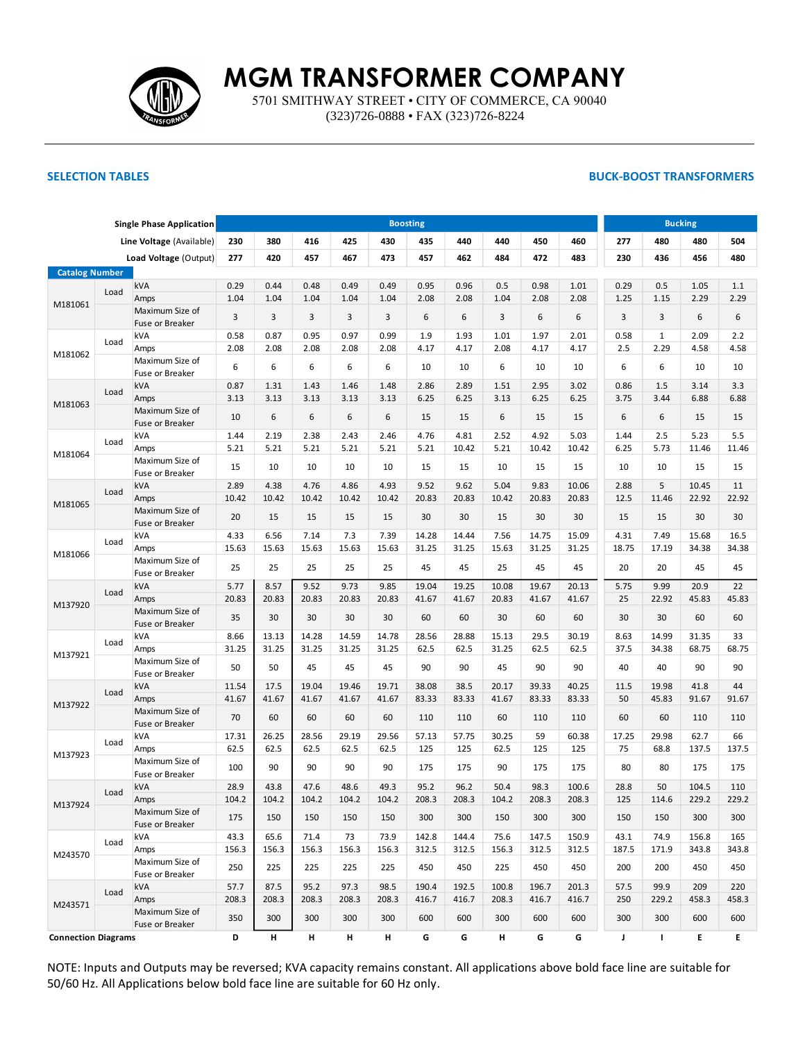# MGM TRANSFORMER COMPANY

5701 SMITHWAY STREET • CITY OF COMMERCE, CA 90040
(323)726-0888 • FAX (323)726-8224

**SELECTION TABLES** | **BUCK-BOOST TRANSFORMERS**

| | | Single Phase Application | Boosting | | | | | | | | | | Bucking | | | |
|---|---|---|---|---|---|---|---|---|---|---|---|---|---|---|---|---|
| | | Line Voltage (Available) | 230 | 380 | 416 | 425 | 430 | 435 | 440 | 440 | 450 | 460 | 277 | 480 | 480 | 504 |
| | | Load Voltage (Output) | 277 | 420 | 457 | 467 | 473 | 457 | 462 | 484 | 472 | 483 | 230 | 436 | 456 | 480 |
| **Catalog Number** | | | | | | | | | | | | | | | | |
| M181061 | Load | kVA | 0.29 | 0.44 | 0.48 | 0.49 | 0.49 | 0.95 | 0.96 | 0.5 | 0.98 | 1.01 | 0.29 | 0.5 | 1.05 | 1.1 |
| | | Amps | 1.04 | 1.04 | 1.04 | 1.04 | 1.04 | 2.08 | 2.08 | 1.04 | 2.08 | 2.08 | 1.25 | 1.15 | 2.29 | 2.29 |
| | | Maximum Size of Fuse or Breaker | 3 | 3 | 3 | 3 | 3 | 6 | 6 | 3 | 6 | 6 | 3 | 3 | 6 | 6 |
| M181062 | Load | kVA | 0.58 | 0.87 | 0.95 | 0.97 | 0.99 | 1.9 | 1.93 | 1.01 | 1.97 | 2.01 | 0.58 | 1 | 2.09 | 2.2 |
| | | Amps | 2.08 | 2.08 | 2.08 | 2.08 | 2.08 | 4.17 | 4.17 | 2.08 | 4.17 | 4.17 | 2.5 | 2.29 | 4.58 | 4.58 |
| | | Maximum Size of Fuse or Breaker | 6 | 6 | 6 | 6 | 6 | 10 | 10 | 6 | 10 | 10 | 6 | 6 | 10 | 10 |
| M181063 | Load | kVA | 0.87 | 1.31 | 1.43 | 1.46 | 1.48 | 2.86 | 2.89 | 1.51 | 2.95 | 3.02 | 0.86 | 1.5 | 3.14 | 3.3 |
| | | Amps | 3.13 | 3.13 | 3.13 | 3.13 | 3.13 | 6.25 | 6.25 | 3.13 | 6.25 | 6.25 | 3.75 | 3.44 | 6.88 | 6.88 |
| | | Maximum Size of Fuse or Breaker | 10 | 6 | 6 | 6 | 6 | 15 | 15 | 6 | 15 | 15 | 6 | 6 | 15 | 15 |
| M181064 | Load | kVA | 1.44 | 2.19 | 2.38 | 2.43 | 2.46 | 4.76 | 4.81 | 2.52 | 4.92 | 5.03 | 1.44 | 2.5 | 5.23 | 5.5 |
| | | Amps | 5.21 | 5.21 | 5.21 | 5.21 | 5.21 | 5.21 | 10.42 | 5.21 | 10.42 | 10.42 | 6.25 | 5.73 | 11.46 | 11.46 |
| | | Maximum Size of Fuse or Breaker | 15 | 10 | 10 | 10 | 10 | 15 | 15 | 10 | 15 | 15 | 10 | 10 | 15 | 15 |
| M181065 | Load | kVA | 2.89 | 4.38 | 4.76 | 4.86 | 4.93 | 9.52 | 9.62 | 5.04 | 9.83 | 10.06 | 2.88 | 5 | 10.45 | 11 |
| | | Amps | 10.42 | 10.42 | 10.42 | 10.42 | 10.42 | 20.83 | 20.83 | 10.42 | 20.83 | 20.83 | 12.5 | 11.46 | 22.92 | 22.92 |
| | | Maximum Size of Fuse or Breaker | 20 | 15 | 15 | 15 | 15 | 30 | 30 | 15 | 30 | 30 | 15 | 15 | 30 | 30 |
| M181066 | Load | kVA | 4.33 | 6.56 | 7.14 | 7.3 | 7.39 | 14.28 | 14.44 | 7.56 | 14.75 | 15.09 | 4.31 | 7.49 | 15.68 | 16.5 |
| | | Amps | 15.63 | 15.63 | 15.63 | 15.63 | 15.63 | 31.25 | 31.25 | 15.63 | 31.25 | 31.25 | 18.75 | 17.19 | 34.38 | 34.38 |
| | | Maximum Size of Fuse or Breaker | 25 | 25 | 25 | 25 | 25 | 45 | 45 | 25 | 45 | 45 | 20 | 20 | 45 | 45 |
| M137920 | Load | kVA | 5.77 | 8.57 | 9.52 | 9.73 | 9.85 | 19.04 | 19.25 | 10.08 | 19.67 | 20.13 | 5.75 | 9.99 | 20.9 | 22 |
| | | Amps | 20.83 | 20.83 | 20.83 | 20.83 | 20.83 | 41.67 | 41.67 | 20.83 | 41.67 | 41.67 | 25 | 22.92 | 45.83 | 45.83 |
| | | Maximum Size of Fuse or Breaker | 35 | 30 | 30 | 30 | 30 | 60 | 60 | 30 | 60 | 60 | 30 | 30 | 60 | 60 |
| M137921 | Load | kVA | 8.66 | 13.13 | 14.28 | 14.59 | 14.78 | 28.56 | 28.88 | 15.13 | 29.5 | 30.19 | 8.63 | 14.99 | 31.35 | 33 |
| | | Amps | 31.25 | 31.25 | 31.25 | 31.25 | 31.25 | 62.5 | 62.5 | 31.25 | 62.5 | 62.5 | 37.5 | 34.38 | 68.75 | 68.75 |
| | | Maximum Size of Fuse or Breaker | 50 | 50 | 45 | 45 | 45 | 90 | 90 | 45 | 90 | 90 | 40 | 40 | 90 | 90 |
| M137922 | Load | kVA | 11.54 | 17.5 | 19.04 | 19.46 | 19.71 | 38.08 | 38.5 | 20.17 | 39.33 | 40.25 | 11.5 | 19.98 | 41.8 | 44 |
| | | Amps | 41.67 | 41.67 | 41.67 | 41.67 | 41.67 | 83.33 | 83.33 | 41.67 | 83.33 | 83.33 | 50 | 45.83 | 91.67 | 91.67 |
| | | Maximum Size of Fuse or Breaker | 70 | 60 | 60 | 60 | 60 | 110 | 110 | 60 | 110 | 110 | 60 | 60 | 110 | 110 |
| M137923 | Load | kVA | 17.31 | 26.25 | 28.56 | 29.19 | 29.56 | 57.13 | 57.75 | 30.25 | 59 | 60.38 | 17.25 | 29.98 | 62.7 | 66 |
| | | Amps | 62.5 | 62.5 | 62.5 | 62.5 | 62.5 | 125 | 125 | 62.5 | 125 | 125 | 75 | 68.8 | 137.5 | 137.5 |
| | | Maximum Size of Fuse or Breaker | 100 | 90 | 90 | 90 | 90 | 175 | 175 | 90 | 175 | 175 | 80 | 80 | 175 | 175 |
| M137924 | Load | kVA | 28.9 | 43.8 | 47.6 | 48.6 | 49.3 | 95.2 | 96.2 | 50.4 | 98.3 | 100.6 | 28.8 | 50 | 104.5 | 110 |
| | | Amps | 104.2 | 104.2 | 104.2 | 104.2 | 104.2 | 208.3 | 208.3 | 104.2 | 208.3 | 208.3 | 125 | 114.6 | 229.2 | 229.2 |
| | | Maximum Size of Fuse or Breaker | 175 | 150 | 150 | 150 | 150 | 300 | 300 | 150 | 300 | 300 | 150 | 150 | 300 | 300 |
| M243570 | Load | kVA | 43.3 | 65.6 | 71.4 | 73 | 73.9 | 142.8 | 144.4 | 75.6 | 147.5 | 150.9 | 43.1 | 74.9 | 156.8 | 165 |
| | | Amps | 156.3 | 156.3 | 156.3 | 156.3 | 156.3 | 312.5 | 312.5 | 156.3 | 312.5 | 312.5 | 187.5 | 171.9 | 343.8 | 343.8 |
| | | Maximum Size of Fuse or Breaker | 250 | 225 | 225 | 225 | 225 | 450 | 450 | 225 | 450 | 450 | 200 | 200 | 450 | 450 |
| M243571 | Load | kVA | 57.7 | 87.5 | 95.2 | 97.3 | 98.5 | 190.4 | 192.5 | 100.8 | 196.7 | 201.3 | 57.5 | 99.9 | 209 | 220 |
| | | Amps | 208.3 | 208.3 | 208.3 | 208.3 | 208.3 | 416.7 | 416.7 | 208.3 | 416.7 | 416.7 | 250 | 229.2 | 458.3 | 458.3 |
| | | Maximum Size of Fuse or Breaker | 350 | 300 | 300 | 300 | 300 | 600 | 600 | 300 | 600 | 600 | 300 | 300 | 600 | 600 |
| **Connection Diagrams** | | | D | H | H | H | H | G | G | H | G | G | J | I | E | E |

NOTE: Inputs and Outputs may be reversed; KVA capacity remains constant. All applications above bold face line are suitable for 50/60 Hz. All Applications below bold face line are suitable for 60 Hz only.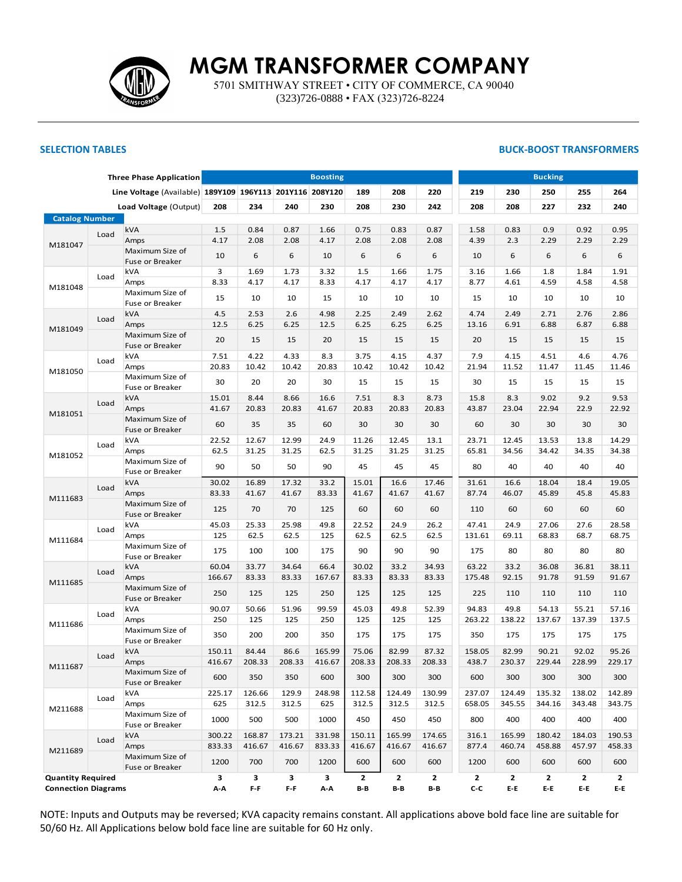# MGM TRANSFORMER COMPANY

5701 SMITHWAY STREET • CITY OF COMMERCE, CA 90040
(323)726-0888 • FAX (323)726-8224

## SELECTION TABLES

## BUCK-BOOST TRANSFORMERS

| Three Phase Application | | | Boosting | | | | | | | Bucking | | | | |
|---|---|---|---|---|---|---|---|---|---|---|---|---|---|---|
| Line Voltage (Available) | | | 189Y109 | 196Y113 | 201Y116 | 208Y120 | 189 | 208 | 220 | 219 | 230 | 250 | 255 | 264 |
| Load Voltage (Output) | | | 208 | 234 | 240 | 230 | 208 | 230 | 242 | 208 | 208 | 227 | 232 | 240 |
| **Catalog Number** | | | | | | | | | | | | | | |
| M181047 | Load | kVA | 1.5 | 0.84 | 0.87 | 1.66 | 0.75 | 0.83 | 0.87 | 1.58 | 0.83 | 0.9 | 0.92 | 0.95 |
| | | Amps | 4.17 | 2.08 | 2.08 | 4.17 | 2.08 | 2.08 | 2.08 | 4.39 | 2.3 | 2.29 | 2.29 | 2.29 |
| | | Maximum Size of Fuse or Breaker | 10 | 6 | 6 | 10 | 6 | 6 | 6 | 10 | 6 | 6 | 6 | 6 |
| M181048 | Load | kVA | 3 | 1.69 | 1.73 | 3.32 | 1.5 | 1.66 | 1.75 | 3.16 | 1.66 | 1.8 | 1.84 | 1.91 |
| | | Amps | 8.33 | 4.17 | 4.17 | 8.33 | 4.17 | 4.17 | 4.17 | 8.77 | 4.61 | 4.59 | 4.58 | 4.58 |
| | | Maximum Size of Fuse or Breaker | 15 | 10 | 10 | 15 | 10 | 10 | 10 | 15 | 10 | 10 | 10 | 10 |
| M181049 | Load | kVA | 4.5 | 2.53 | 2.6 | 4.98 | 2.25 | 2.49 | 2.62 | 4.74 | 2.49 | 2.71 | 2.76 | 2.86 |
| | | Amps | 12.5 | 6.25 | 6.25 | 12.5 | 6.25 | 6.25 | 6.25 | 13.16 | 6.91 | 6.88 | 6.87 | 6.88 |
| | | Maximum Size of Fuse or Breaker | 20 | 15 | 15 | 20 | 15 | 15 | 15 | 20 | 15 | 15 | 15 | 15 |
| M181050 | Load | kVA | 7.51 | 4.22 | 4.33 | 8.3 | 3.75 | 4.15 | 4.37 | 7.9 | 4.15 | 4.51 | 4.6 | 4.76 |
| | | Amps | 20.83 | 10.42 | 10.42 | 20.83 | 10.42 | 10.42 | 10.42 | 21.94 | 11.52 | 11.47 | 11.45 | 11.46 |
| | | Maximum Size of Fuse or Breaker | 30 | 20 | 20 | 30 | 15 | 15 | 15 | 30 | 15 | 15 | 15 | 15 |
| M181051 | Load | kVA | 15.01 | 8.44 | 8.66 | 16.6 | 7.51 | 8.3 | 8.73 | 15.8 | 8.3 | 9.02 | 9.2 | 9.53 |
| | | Amps | 41.67 | 20.83 | 20.83 | 41.67 | 20.83 | 20.83 | 20.83 | 43.87 | 23.04 | 22.94 | 22.9 | 22.92 |
| | | Maximum Size of Fuse or Breaker | 60 | 35 | 35 | 60 | 30 | 30 | 30 | 60 | 30 | 30 | 30 | 30 |
| M181052 | Load | kVA | 22.52 | 12.67 | 12.99 | 24.9 | 11.26 | 12.45 | 13.1 | 23.71 | 12.45 | 13.53 | 13.8 | 14.29 |
| | | Amps | 62.5 | 31.25 | 31.25 | 62.5 | 31.25 | 31.25 | 31.25 | 65.81 | 34.56 | 34.42 | 34.35 | 34.38 |
| | | Maximum Size of Fuse or Breaker | 90 | 50 | 50 | 90 | 45 | 45 | 45 | 80 | 40 | 40 | 40 | 40 |
| M111683 | Load | kVA | 30.02 | 16.89 | 17.32 | 33.2 | 15.01 | 16.6 | 17.46 | 31.61 | 16.6 | 18.04 | 18.4 | 19.05 |
| | | Amps | 83.33 | 41.67 | 41.67 | 83.33 | 41.67 | 41.67 | 41.67 | 87.74 | 46.07 | 45.89 | 45.8 | 45.83 |
| | | Maximum Size of Fuse or Breaker | 125 | 70 | 70 | 125 | 60 | 60 | 60 | 110 | 60 | 60 | 60 | 60 |
| M111684 | Load | kVA | 45.03 | 25.33 | 25.98 | 49.8 | 22.52 | 24.9 | 26.2 | 47.41 | 24.9 | 27.06 | 27.6 | 28.58 |
| | | Amps | 125 | 62.5 | 62.5 | 125 | 62.5 | 62.5 | 62.5 | 131.61 | 69.11 | 68.83 | 68.7 | 68.75 |
| | | Maximum Size of Fuse or Breaker | 175 | 100 | 100 | 175 | 90 | 90 | 90 | 175 | 80 | 80 | 80 | 80 |
| M111685 | Load | kVA | 60.04 | 33.77 | 34.64 | 66.4 | 30.02 | 33.2 | 34.93 | 63.22 | 33.2 | 36.08 | 36.81 | 38.11 |
| | | Amps | 166.67 | 83.33 | 83.33 | 167.67 | 83.33 | 83.33 | 83.33 | 175.48 | 92.15 | 91.78 | 91.59 | 91.67 |
| | | Maximum Size of Fuse or Breaker | 250 | 125 | 125 | 250 | 125 | 125 | 125 | 225 | 110 | 110 | 110 | 110 |
| M111686 | Load | kVA | 90.07 | 50.66 | 51.96 | 99.59 | 45.03 | 49.8 | 52.39 | 94.83 | 49.8 | 54.13 | 55.21 | 57.16 |
| | | Amps | 250 | 125 | 125 | 250 | 125 | 125 | 125 | 263.22 | 138.22 | 137.67 | 137.39 | 137.5 |
| | | Maximum Size of Fuse or Breaker | 350 | 200 | 200 | 350 | 175 | 175 | 175 | 350 | 175 | 175 | 175 | 175 |
| M111687 | Load | kVA | 150.11 | 84.44 | 86.6 | 165.99 | 75.06 | 82.99 | 87.32 | 158.05 | 82.99 | 90.21 | 92.02 | 95.26 |
| | | Amps | 416.67 | 208.33 | 208.33 | 416.67 | 208.33 | 208.33 | 208.33 | 438.7 | 230.37 | 229.44 | 228.99 | 229.17 |
| | | Maximum Size of Fuse or Breaker | 600 | 350 | 350 | 600 | 300 | 300 | 300 | 600 | 300 | 300 | 300 | 300 |
| M211688 | Load | kVA | 225.17 | 126.66 | 129.9 | 248.98 | 112.58 | 124.49 | 130.99 | 237.07 | 124.49 | 135.32 | 138.02 | 142.89 |
| | | Amps | 625 | 312.5 | 312.5 | 625 | 312.5 | 312.5 | 312.5 | 658.05 | 345.55 | 344.16 | 343.48 | 343.75 |
| | | Maximum Size of Fuse or Breaker | 1000 | 500 | 500 | 1000 | 450 | 450 | 450 | 800 | 400 | 400 | 400 | 400 |
| M211689 | Load | kVA | 300.22 | 168.87 | 173.21 | 331.98 | 150.11 | 165.99 | 174.65 | 316.1 | 165.99 | 180.42 | 184.03 | 190.53 |
| | | Amps | 833.33 | 416.67 | 416.67 | 833.33 | 416.67 | 416.67 | 416.67 | 877.4 | 460.74 | 458.88 | 457.97 | 458.33 |
| | | Maximum Size of Fuse or Breaker | 1200 | 700 | 700 | 1200 | 600 | 600 | 600 | 1200 | 600 | 600 | 600 | 600 |
| **Quantity Required** | | | **3** | **3** | **3** | **3** | **2** | **2** | **2** | **2** | **2** | **2** | **2** | **2** |
| **Connection Diagrams** | | | **A-A** | **F-F** | **F-F** | **A-A** | **B-B** | **B-B** | **B-B** | **C-C** | **E-E** | **E-E** | **E-E** | **E-E** |

NOTE: Inputs and Outputs may be reversed; KVA capacity remains constant. All applications above bold face line are suitable for 50/60 Hz. All Applications below bold face line are suitable for 60 Hz only.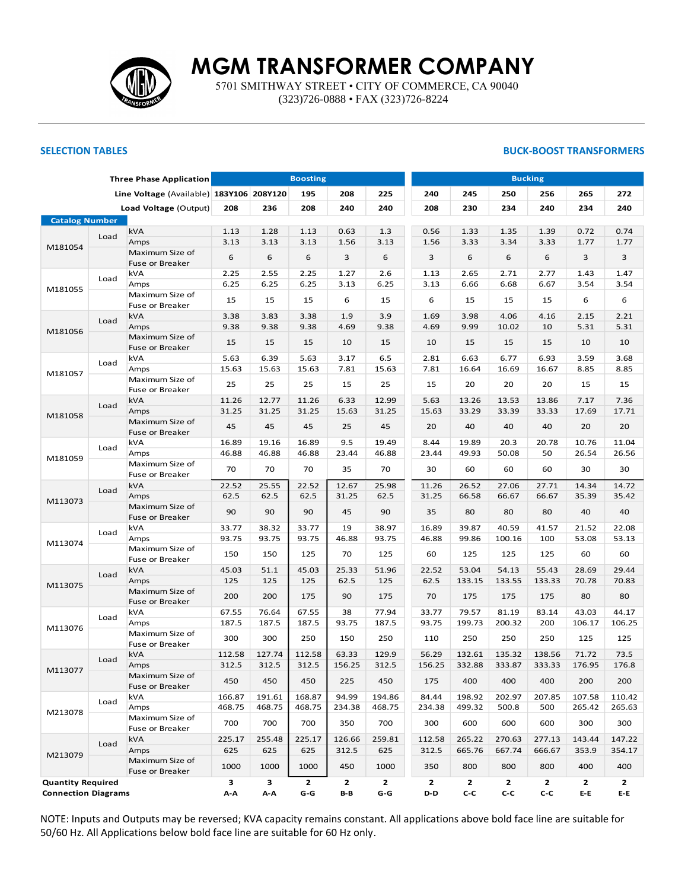# MGM TRANSFORMER COMPANY

5701 SMITHWAY STREET • CITY OF COMMERCE, CA 90040
(323)726-0888 • FAX (323)726-8224

## SELECTION TABLES

## BUCK-BOOST TRANSFORMERS

| Three Phase Application | | | Boosting | | | | | Bucking | | | | | |
|---|---|---|---|---|---|---|---|---|---|---|---|---|---|
| **Line Voltage** (Available) | | | 183Y106 | 208Y120 | 195 | 208 | 225 | 240 | 245 | 250 | 256 | 265 | 272 |
| **Load Voltage** (Output) | | | 208 | 236 | 208 | 240 | 240 | 208 | 230 | 234 | 240 | 234 | 240 |
| **Catalog Number** | | | | | | | | | | | | | |
| M181054 | Load | kVA | 1.13 | 1.28 | 1.13 | 0.63 | 1.3 | 0.56 | 1.33 | 1.35 | 1.39 | 0.72 | 0.74 |
| | | Amps | 3.13 | 3.13 | 3.13 | 1.56 | 3.13 | 1.56 | 3.33 | 3.34 | 3.33 | 1.77 | 1.77 |
| | | Maximum Size of Fuse or Breaker | 6 | 6 | 6 | 3 | 6 | 3 | 6 | 6 | 6 | 3 | 3 |
| M181055 | Load | kVA | 2.25 | 2.55 | 2.25 | 1.27 | 2.6 | 1.13 | 2.65 | 2.71 | 2.77 | 1.43 | 1.47 |
| | | Amps | 6.25 | 6.25 | 6.25 | 3.13 | 6.25 | 3.13 | 6.66 | 6.68 | 6.67 | 3.54 | 3.54 |
| | | Maximum Size of Fuse or Breaker | 15 | 15 | 15 | 6 | 15 | 6 | 15 | 15 | 15 | 6 | 6 |
| M181056 | Load | kVA | 3.38 | 3.83 | 3.38 | 1.9 | 3.9 | 1.69 | 3.98 | 4.06 | 4.16 | 2.15 | 2.21 |
| | | Amps | 9.38 | 9.38 | 9.38 | 4.69 | 9.38 | 4.69 | 9.99 | 10.02 | 10 | 5.31 | 5.31 |
| | | Maximum Size of Fuse or Breaker | 15 | 15 | 15 | 10 | 15 | 10 | 15 | 15 | 15 | 10 | 10 |
| M181057 | Load | kVA | 5.63 | 6.39 | 5.63 | 3.17 | 6.5 | 2.81 | 6.63 | 6.77 | 6.93 | 3.59 | 3.68 |
| | | Amps | 15.63 | 15.63 | 15.63 | 7.81 | 15.63 | 7.81 | 16.64 | 16.69 | 16.67 | 8.85 | 8.85 |
| | | Maximum Size of Fuse or Breaker | 25 | 25 | 25 | 15 | 25 | 15 | 20 | 20 | 20 | 15 | 15 |
| M181058 | Load | kVA | 11.26 | 12.77 | 11.26 | 6.33 | 12.99 | 5.63 | 13.26 | 13.53 | 13.86 | 7.17 | 7.36 |
| | | Amps | 31.25 | 31.25 | 31.25 | 15.63 | 31.25 | 15.63 | 33.29 | 33.39 | 33.33 | 17.69 | 17.71 |
| | | Maximum Size of Fuse or Breaker | 45 | 45 | 45 | 25 | 45 | 20 | 40 | 40 | 40 | 20 | 20 |
| M181059 | Load | kVA | 16.89 | 19.16 | 16.89 | 9.5 | 19.49 | 8.44 | 19.89 | 20.3 | 20.78 | 10.76 | 11.04 |
| | | Amps | 46.88 | 46.88 | 46.88 | 23.44 | 46.88 | 23.44 | 49.93 | 50.08 | 50 | 26.54 | 26.56 |
| | | Maximum Size of Fuse or Breaker | 70 | 70 | 70 | 35 | 70 | 30 | 60 | 60 | 60 | 30 | 30 |
| M113073 | Load | kVA | 22.52 | 25.55 | 22.52 | 12.67 | 25.98 | 11.26 | 26.52 | 27.06 | 27.71 | 14.34 | 14.72 |
| | | Amps | 62.5 | 62.5 | 62.5 | 31.25 | 62.5 | 31.25 | 66.58 | 66.67 | 66.67 | 35.39 | 35.42 |
| | | Maximum Size of Fuse or Breaker | 90 | 90 | 90 | 45 | 90 | 35 | 80 | 80 | 80 | 40 | 40 |
| M113074 | Load | kVA | 33.77 | 38.32 | 33.77 | 19 | 38.97 | 16.89 | 39.87 | 40.59 | 41.57 | 21.52 | 22.08 |
| | | Amps | 93.75 | 93.75 | 93.75 | 46.88 | 93.75 | 46.88 | 99.86 | 100.16 | 100 | 53.08 | 53.13 |
| | | Maximum Size of Fuse or Breaker | 150 | 150 | 125 | 70 | 125 | 60 | 125 | 125 | 125 | 60 | 60 |
| M113075 | Load | kVA | 45.03 | 51.1 | 45.03 | 25.33 | 51.96 | 22.52 | 53.04 | 54.13 | 55.43 | 28.69 | 29.44 |
| | | Amps | 125 | 125 | 125 | 62.5 | 125 | 62.5 | 133.15 | 133.55 | 133.33 | 70.78 | 70.83 |
| | | Maximum Size of Fuse or Breaker | 200 | 200 | 175 | 90 | 175 | 70 | 175 | 175 | 175 | 80 | 80 |
| M113076 | Load | kVA | 67.55 | 76.64 | 67.55 | 38 | 77.94 | 33.77 | 79.57 | 81.19 | 83.14 | 43.03 | 44.17 |
| | | Amps | 187.5 | 187.5 | 187.5 | 93.75 | 187.5 | 93.75 | 199.73 | 200.32 | 200 | 106.17 | 106.25 |
| | | Maximum Size of Fuse or Breaker | 300 | 300 | 250 | 150 | 250 | 110 | 250 | 250 | 250 | 125 | 125 |
| M113077 | Load | kVA | 112.58 | 127.74 | 112.58 | 63.33 | 129.9 | 56.29 | 132.61 | 135.32 | 138.56 | 71.72 | 73.5 |
| | | Amps | 312.5 | 312.5 | 312.5 | 156.25 | 312.5 | 156.25 | 332.88 | 333.87 | 333.33 | 176.95 | 176.8 |
| | | Maximum Size of Fuse or Breaker | 450 | 450 | 450 | 225 | 450 | 175 | 400 | 400 | 400 | 200 | 200 |
| M213078 | Load | kVA | 166.87 | 191.61 | 168.87 | 94.99 | 194.86 | 84.44 | 198.92 | 202.97 | 207.85 | 107.58 | 110.42 |
| | | Amps | 468.75 | 468.75 | 468.75 | 234.38 | 468.75 | 234.38 | 499.32 | 500.8 | 500 | 265.42 | 265.63 |
| | | Maximum Size of Fuse or Breaker | 700 | 700 | 700 | 350 | 700 | 300 | 600 | 600 | 600 | 300 | 300 |
| M213079 | Load | kVA | 225.17 | 255.48 | 225.17 | 126.66 | 259.81 | 112.58 | 265.22 | 270.63 | 277.13 | 143.44 | 147.22 |
| | | Amps | 625 | 625 | 625 | 312.5 | 625 | 312.5 | 665.76 | 667.74 | 666.67 | 353.9 | 354.17 |
| | | Maximum Size of Fuse or Breaker | 1000 | 1000 | 1000 | 450 | 1000 | 350 | 800 | 800 | 800 | 400 | 400 |
| **Quantity Required** | | | 3 | 3 | 2 | 2 | 2 | 2 | 2 | 2 | 2 | 2 | 2 |
| **Connection Diagrams** | | | A-A | A-A | G-G | B-B | G-G | D-D | C-C | C-C | C-C | E-E | E-E |

NOTE: Inputs and Outputs may be reversed; KVA capacity remains constant. All applications above bold face line are suitable for 50/60 Hz. All Applications below bold face line are suitable for 60 Hz only.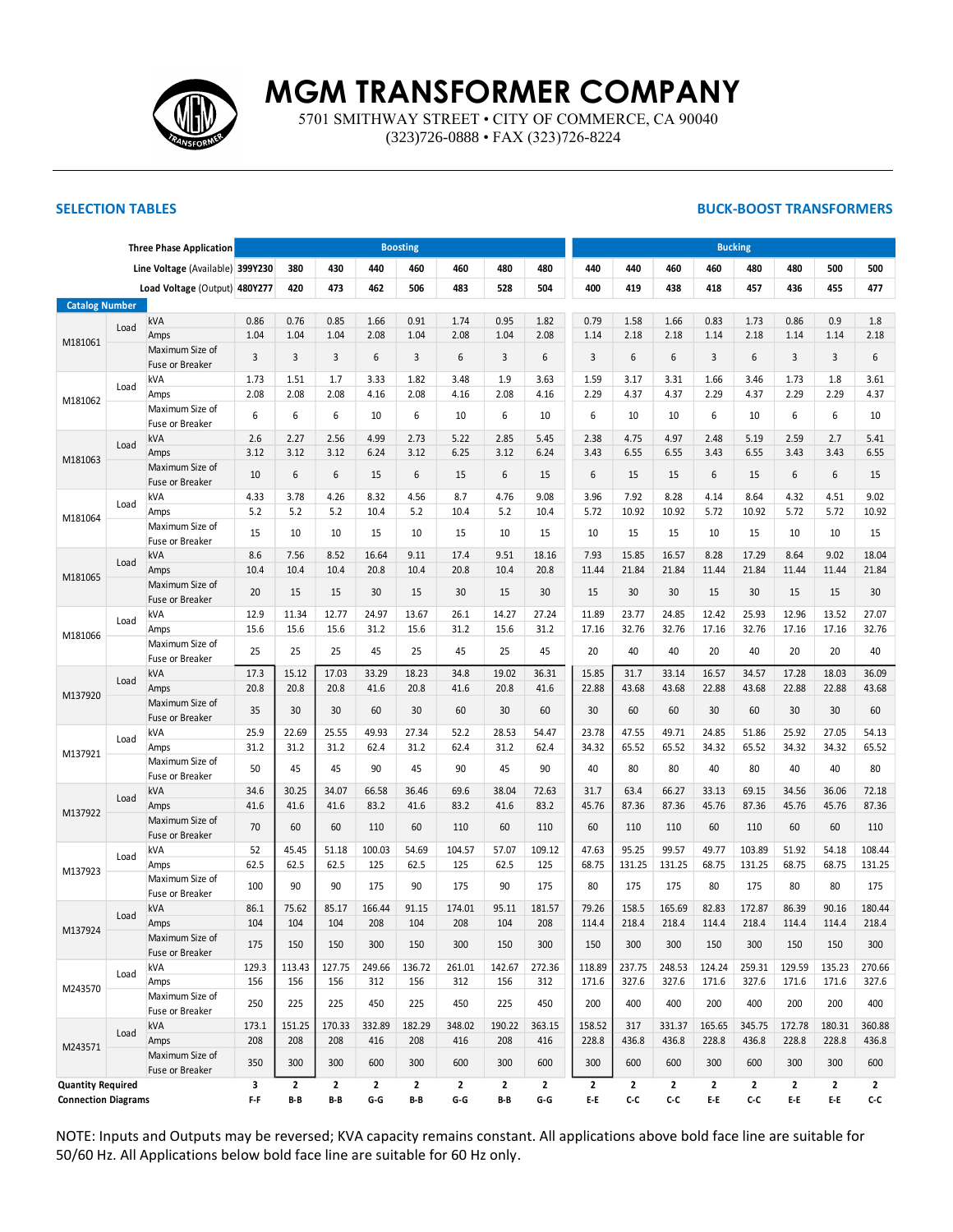# MGM TRANSFORMER COMPANY

5701 SMITHWAY STREET • CITY OF COMMERCE, CA 90040
(323)726-0888 • FAX (323)726-8224

## SELECTION TABLES

## BUCK-BOOST TRANSFORMERS

| Three Phase Application | | | Boosting | | | | | | | | Bucking | | | | | | | |
|---|---|---|---|---|---|---|---|---|---|---|---|---|---|---|---|---|---|---|
| Line Voltage (Available) | | | 399Y230 | 380 | 430 | 440 | 460 | 460 | 480 | 480 | 440 | 440 | 460 | 460 | 480 | 480 | 500 | 500 |
| Load Voltage (Output) | | | 480Y277 | 420 | 473 | 462 | 506 | 483 | 528 | 504 | 400 | 419 | 438 | 418 | 457 | 436 | 455 | 477 |
| **Catalog Number** | | | | | | | | | | | | | | | | | | |
| M181061 | Load | kVA | 0.86 | 0.76 | 0.85 | 1.66 | 0.91 | 1.74 | 0.95 | 1.82 | 0.79 | 1.58 | 1.66 | 0.83 | 1.73 | 0.86 | 0.9 | 1.8 |
| | | Amps | 1.04 | 1.04 | 1.04 | 2.08 | 1.04 | 2.08 | 1.04 | 2.08 | 1.14 | 2.18 | 2.18 | 1.14 | 2.18 | 1.14 | 1.14 | 2.18 |
| | | Maximum Size of Fuse or Breaker | 3 | 3 | 3 | 6 | 3 | 6 | 3 | 6 | 3 | 6 | 6 | 3 | 6 | 3 | 3 | 6 |
| M181062 | Load | kVA | 1.73 | 1.51 | 1.7 | 3.33 | 1.82 | 3.48 | 1.9 | 3.63 | 1.59 | 3.17 | 3.31 | 1.66 | 3.46 | 1.73 | 1.8 | 3.61 |
| | | Amps | 2.08 | 2.08 | 2.08 | 4.16 | 2.08 | 4.16 | 2.08 | 4.16 | 2.29 | 4.37 | 4.37 | 2.29 | 4.37 | 2.29 | 2.29 | 4.37 |
| | | Maximum Size of Fuse or Breaker | 6 | 6 | 6 | 10 | 6 | 10 | 6 | 10 | 6 | 10 | 10 | 6 | 10 | 6 | 6 | 10 |
| M181063 | Load | kVA | 2.6 | 2.27 | 2.56 | 4.99 | 2.73 | 5.22 | 2.85 | 5.45 | 2.38 | 4.75 | 4.97 | 2.48 | 5.19 | 2.59 | 2.7 | 5.41 |
| | | Amps | 3.12 | 3.12 | 3.12 | 6.24 | 3.12 | 6.25 | 3.12 | 6.24 | 3.43 | 6.55 | 6.55 | 3.43 | 6.55 | 3.43 | 3.43 | 6.55 |
| | | Maximum Size of Fuse or Breaker | 10 | 6 | 6 | 15 | 6 | 15 | 6 | 15 | 6 | 15 | 15 | 6 | 15 | 6 | 6 | 15 |
| M181064 | Load | kVA | 4.33 | 3.78 | 4.26 | 8.32 | 4.56 | 8.7 | 4.76 | 9.08 | 3.96 | 7.92 | 8.28 | 4.14 | 8.64 | 4.32 | 4.51 | 9.02 |
| | | Amps | 5.2 | 5.2 | 5.2 | 10.4 | 5.2 | 10.4 | 5.2 | 10.4 | 5.72 | 10.92 | 10.92 | 5.72 | 10.92 | 5.72 | 5.72 | 10.92 |
| | | Maximum Size of Fuse or Breaker | 15 | 10 | 10 | 15 | 10 | 15 | 10 | 15 | 10 | 15 | 15 | 10 | 15 | 10 | 10 | 15 |
| M181065 | Load | kVA | 8.6 | 7.56 | 8.52 | 16.64 | 9.11 | 17.4 | 9.51 | 18.16 | 7.93 | 15.85 | 16.57 | 8.28 | 17.29 | 8.64 | 9.02 | 18.04 |
| | | Amps | 10.4 | 10.4 | 10.4 | 20.8 | 10.4 | 20.8 | 10.4 | 20.8 | 11.44 | 21.84 | 21.84 | 11.44 | 21.84 | 11.44 | 11.44 | 21.84 |
| | | Maximum Size of Fuse or Breaker | 20 | 15 | 15 | 30 | 15 | 30 | 15 | 30 | 15 | 30 | 30 | 15 | 30 | 15 | 15 | 30 |
| M181066 | Load | kVA | 12.9 | 11.34 | 12.77 | 24.97 | 13.67 | 26.1 | 14.27 | 27.24 | 11.89 | 23.77 | 24.85 | 12.42 | 25.93 | 12.96 | 13.52 | 27.07 |
| | | Amps | 15.6 | 15.6 | 15.6 | 31.2 | 15.6 | 31.2 | 15.6 | 31.2 | 17.16 | 32.76 | 32.76 | 17.16 | 32.76 | 17.16 | 17.16 | 32.76 |
| | | Maximum Size of Fuse or Breaker | 25 | 25 | 25 | 45 | 25 | 45 | 25 | 45 | 20 | 40 | 40 | 20 | 40 | 20 | 20 | 40 |
| M137920 | Load | kVA | 17.3 | 15.12 | 17.03 | 33.29 | 18.23 | 34.8 | 19.02 | 36.31 | 15.85 | 31.7 | 33.14 | 16.57 | 34.57 | 17.28 | 18.03 | 36.09 |
| | | Amps | 20.8 | 20.8 | 20.8 | 41.6 | 20.8 | 41.6 | 20.8 | 41.6 | 22.88 | 43.68 | 43.68 | 22.88 | 43.68 | 22.88 | 22.88 | 43.68 |
| | | Maximum Size of Fuse or Breaker | 35 | 30 | 30 | 60 | 30 | 60 | 30 | 60 | 30 | 60 | 60 | 30 | 60 | 30 | 30 | 60 |
| M137921 | Load | kVA | 25.9 | 22.69 | 25.55 | 49.93 | 27.34 | 52.2 | 28.53 | 54.47 | 23.78 | 47.55 | 49.71 | 24.85 | 51.86 | 25.92 | 27.05 | 54.13 |
| | | Amps | 31.2 | 31.2 | 31.2 | 62.4 | 31.2 | 62.4 | 31.2 | 62.4 | 34.32 | 65.52 | 65.52 | 34.32 | 65.52 | 34.32 | 34.32 | 65.52 |
| | | Maximum Size of Fuse or Breaker | 50 | 45 | 45 | 90 | 45 | 90 | 45 | 90 | 40 | 80 | 80 | 40 | 80 | 40 | 40 | 80 |
| M137922 | Load | kVA | 34.6 | 30.25 | 34.07 | 66.58 | 36.46 | 69.6 | 38.04 | 72.63 | 31.7 | 63.4 | 66.27 | 33.13 | 69.15 | 34.56 | 36.06 | 72.18 |
| | | Amps | 41.6 | 41.6 | 41.6 | 83.2 | 41.6 | 83.2 | 41.6 | 83.2 | 45.76 | 87.36 | 87.36 | 45.76 | 87.36 | 45.76 | 45.76 | 87.36 |
| | | Maximum Size of Fuse or Breaker | 70 | 60 | 60 | 110 | 60 | 110 | 60 | 110 | 60 | 110 | 110 | 60 | 110 | 60 | 60 | 110 |
| M137923 | Load | kVA | 52 | 45.45 | 51.18 | 100.03 | 54.69 | 104.57 | 57.07 | 109.12 | 47.63 | 95.25 | 99.57 | 49.77 | 103.89 | 51.92 | 54.18 | 108.44 |
| | | Amps | 62.5 | 62.5 | 62.5 | 125 | 62.5 | 125 | 62.5 | 125 | 68.75 | 131.25 | 131.25 | 68.75 | 131.25 | 68.75 | 68.75 | 131.25 |
| | | Maximum Size of Fuse or Breaker | 100 | 90 | 90 | 175 | 90 | 175 | 90 | 175 | 80 | 175 | 175 | 80 | 175 | 80 | 80 | 175 |
| M137924 | Load | kVA | 86.1 | 75.62 | 85.17 | 166.44 | 91.15 | 174.01 | 95.11 | 181.57 | 79.26 | 158.5 | 165.69 | 82.83 | 172.87 | 86.39 | 90.16 | 180.44 |
| | | Amps | 104 | 104 | 104 | 208 | 104 | 208 | 104 | 208 | 114.4 | 218.4 | 218.4 | 114.4 | 218.4 | 114.4 | 114.4 | 218.4 |
| | | Maximum Size of Fuse or Breaker | 175 | 150 | 150 | 300 | 150 | 300 | 150 | 300 | 150 | 300 | 300 | 150 | 300 | 150 | 150 | 300 |
| M243570 | Load | kVA | 129.3 | 113.43 | 127.75 | 249.66 | 136.72 | 261.01 | 142.67 | 272.36 | 118.89 | 237.75 | 248.53 | 124.24 | 259.31 | 129.59 | 135.23 | 270.66 |
| | | Amps | 156 | 156 | 156 | 312 | 156 | 312 | 156 | 312 | 171.6 | 327.6 | 327.6 | 171.6 | 327.6 | 171.6 | 171.6 | 327.6 |
| | | Maximum Size of Fuse or Breaker | 250 | 225 | 225 | 450 | 225 | 450 | 225 | 450 | 200 | 400 | 400 | 200 | 400 | 200 | 200 | 400 |
| M243571 | Load | kVA | 173.1 | 151.25 | 170.33 | 332.89 | 182.29 | 348.02 | 190.22 | 363.15 | 158.52 | 317 | 331.37 | 165.65 | 345.75 | 172.78 | 180.31 | 360.88 |
| | | Amps | 208 | 208 | 208 | 416 | 208 | 416 | 208 | 416 | 228.8 | 436.8 | 436.8 | 228.8 | 436.8 | 228.8 | 228.8 | 436.8 |
| | | Maximum Size of Fuse or Breaker | 350 | 300 | 300 | 600 | 300 | 600 | 300 | 600 | 300 | 600 | 600 | 300 | 600 | 300 | 300 | 600 |
| **Quantity Required** | | | **3** | **2** | **2** | **2** | **2** | **2** | **2** | **2** | **2** | **2** | **2** | **2** | **2** | **2** | **2** | **2** |
| **Connection Diagrams** | | | **F-F** | **B-B** | **B-B** | **G-G** | **B-B** | **G-G** | **B-B** | **G-G** | **E-E** | **C-C** | **C-C** | **E-E** | **C-C** | **E-E** | **E-E** | **C-C** |

NOTE: Inputs and Outputs may be reversed; KVA capacity remains constant. All applications above bold face line are suitable for 50/60 Hz. All Applications below bold face line are suitable for 60 Hz only.